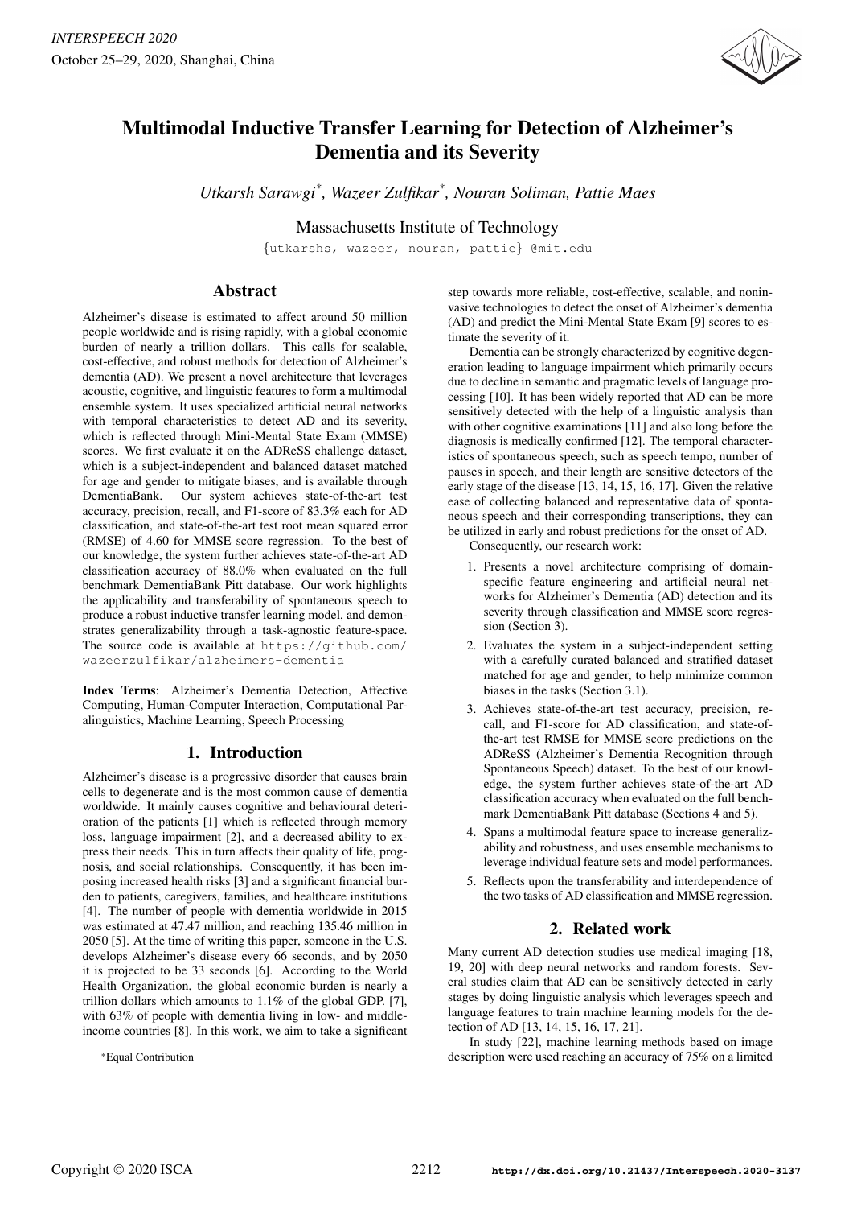# Multimodal Inductive Transfer Learning for Detection of Alzheimer's Dementia and its Severity

*Utkarsh Sarawgi*, Wazeer Zulfikar*, Nouran Soliman, Pattie Maes*

Massachusetts Institute of Technology

{utkarshs, wazeer, nouran, pattie} @mit.edu

## Abstract

Alzheimer's disease is estimated to affect around 50 million people worldwide and is rising rapidly, with a global economic burden of nearly a trillion dollars. This calls for scalable, cost-effective, and robust methods for detection of Alzheimer's dementia (AD). We present a novel architecture that leverages acoustic, cognitive, and linguistic features to form a multimodal ensemble system. It uses specialized artificial neural networks with temporal characteristics to detect AD and its severity, which is reflected through Mini-Mental State Exam (MMSE) scores. We first evaluate it on the ADReSS challenge dataset, which is a subject-independent and balanced dataset matched for age and gender to mitigate biases, and is available through DementiaBank. Our system achieves state-of-the-art test accuracy, precision, recall, and F1-score of 83.3% each for AD classification, and state-of-the-art test root mean squared error (RMSE) of 4.60 for MMSE score regression. To the best of our knowledge, the system further achieves state-of-the-art AD classification accuracy of 88.0% when evaluated on the full benchmark DementiaBank Pitt database. Our work highlights the applicability and transferability of spontaneous speech to produce a robust inductive transfer learning model, and demonstrates generalizability through a task-agnostic feature-space. The source code is available at https://github.com/wazeerzulfikar/alzheimers-dementia

**Index Terms**: Alzheimer's Dementia Detection, Affective Computing, Human-Computer Interaction, Computational Paralinguistics, Machine Learning, Speech Processing

## 1. Introduction

Alzheimer's disease is a progressive disorder that causes brain cells to degenerate and is the most common cause of dementia worldwide. It mainly causes cognitive and behavioural deterioration of the patients [1] which is reflected through memory loss, language impairment [2], and a decreased ability to express their needs. This in turn affects their quality of life, prognosis, and social relationships. Consequently, it has been imposing increased health risks [3] and a significant financial burden to patients, caregivers, families, and healthcare institutions [4]. The number of people with dementia worldwide in 2015 was estimated at 47.47 million, and reaching 135.46 million in 2050 [5]. At the time of writing this paper, someone in the U.S. develops Alzheimer's disease every 66 seconds, and by 2050 it is projected to be 33 seconds [6]. According to the World Health Organization, the global economic burden is nearly a trillion dollars which amounts to 1.1% of the global GDP. [7], with 63% of people with dementia living in low- and middle-income countries [8]. In this work, we aim to take a significant step towards more reliable, cost-effective, scalable, and noninvasive technologies to detect the onset of Alzheimer's dementia (AD) and predict the Mini-Mental State Exam [9] scores to estimate the severity of it.

Dementia can be strongly characterized by cognitive degeneration leading to language impairment which primarily occurs due to decline in semantic and pragmatic levels of language processing [10]. It has been widely reported that AD can be more sensitively detected with the help of a linguistic analysis than with other cognitive examinations [11] and also long before the diagnosis is medically confirmed [12]. The temporal characteristics of spontaneous speech, such as speech tempo, number of pauses in speech, and their length are sensitive detectors of the early stage of the disease [13, 14, 15, 16, 17]. Given the relative ease of collecting balanced and representative data of spontaneous speech and their corresponding transcriptions, they can be utilized in early and robust predictions for the onset of AD.

Consequently, our research work:

1. Presents a novel architecture comprising of domain-specific feature engineering and artificial neural networks for Alzheimer's Dementia (AD) detection and its severity through classification and MMSE score regression (Section 3).
2. Evaluates the system in a subject-independent setting with a carefully curated balanced and stratified dataset matched for age and gender, to help minimize common biases in the tasks (Section 3.1).
3. Achieves state-of-the-art test accuracy, precision, recall, and F1-score for AD classification, and state-of-the-art test RMSE for MMSE score predictions on the ADReSS (Alzheimer's Dementia Recognition through Spontaneous Speech) dataset. To the best of our knowledge, the system further achieves state-of-the-art AD classification accuracy when evaluated on the full benchmark DementiaBank Pitt database (Sections 4 and 5).
4. Spans a multimodal feature space to increase generalizability and robustness, and uses ensemble mechanisms to leverage individual feature sets and model performances.
5. Reflects upon the transferability and interdependence of the two tasks of AD classification and MMSE regression.

## 2. Related work

Many current AD detection studies use medical imaging [18, 19, 20] with deep neural networks and random forests. Several studies claim that AD can be sensitively detected in early stages by doing linguistic analysis which leverages speech and language features to train machine learning models for the detection of AD [13, 14, 15, 16, 17, 21].

In study [22], machine learning methods based on image description were used reaching an accuracy of 75% on a limited

*Equal Contribution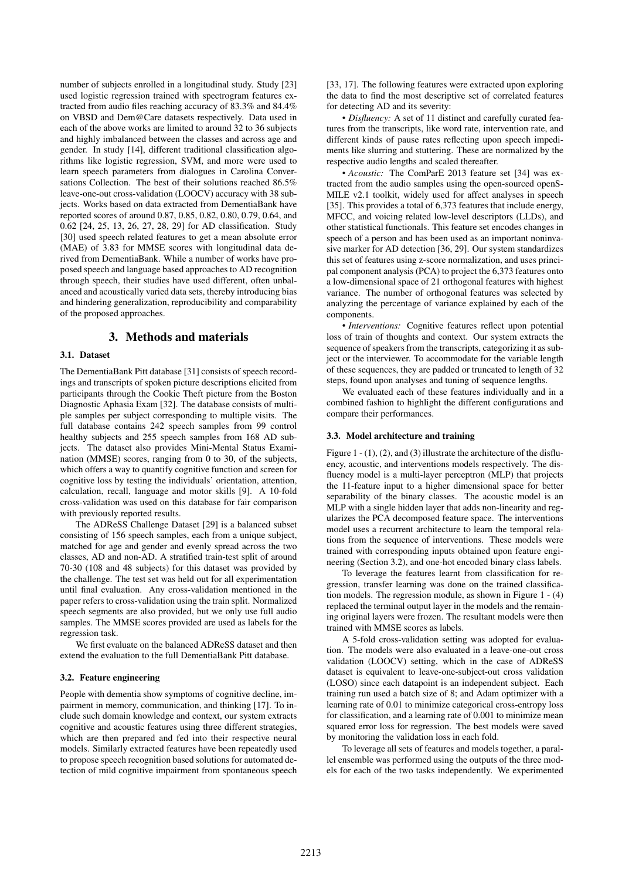number of subjects enrolled in a longitudinal study. Study [23] used logistic regression trained with spectrogram features extracted from audio files reaching accuracy of 83.3% and 84.4% on VBSD and Dem@Care datasets respectively. Data used in each of the above works are limited to around 32 to 36 subjects and highly imbalanced between the classes and across age and gender. In study [14], different traditional classification algorithms like logistic regression, SVM, and more were used to learn speech parameters from dialogues in Carolina Conversations Collection. The best of their solutions reached 86.5% leave-one-out cross-validation (LOOCV) accuracy with 38 subjects. Works based on data extracted from DementiaBank have reported scores of around 0.87, 0.85, 0.82, 0.80, 0.79, 0.64, and 0.62 [24, 25, 13, 26, 27, 28, 29] for AD classification. Study [30] used speech related features to get a mean absolute error (MAE) of 3.83 for MMSE scores with longitudinal data derived from DementiaBank. While a number of works have proposed speech and language based approaches to AD recognition through speech, their studies have used different, often unbalanced and acoustically varied data sets, thereby introducing bias and hindering generalization, reproducibility and comparability of the proposed approaches.

## 3. Methods and materials

### 3.1. Dataset

The DementiaBank Pitt database [31] consists of speech recordings and transcripts of spoken picture descriptions elicited from participants through the Cookie Theft picture from the Boston Diagnostic Aphasia Exam [32]. The database consists of multiple samples per subject corresponding to multiple visits. The full database contains 242 speech samples from 99 control healthy subjects and 255 speech samples from 168 AD subjects. The dataset also provides Mini-Mental Status Examination (MMSE) scores, ranging from 0 to 30, of the subjects, which offers a way to quantify cognitive function and screen for cognitive loss by testing the individuals' orientation, attention, calculation, recall, language and motor skills [9]. A 10-fold cross-validation was used on this database for fair comparison with previously reported results.

The ADReSS Challenge Dataset [29] is a balanced subset consisting of 156 speech samples, each from a unique subject, matched for age and gender and evenly spread across the two classes, AD and non-AD. A stratified train-test split of around 70-30 (108 and 48 subjects) for this dataset was provided by the challenge. The test set was held out for all experimentation until final evaluation. Any cross-validation mentioned in the paper refers to cross-validation using the train split. Normalized speech segments are also provided, but we only use full audio samples. The MMSE scores provided are used as labels for the regression task.

We first evaluate on the balanced ADReSS dataset and then extend the evaluation to the full DementiaBank Pitt database.

### 3.2. Feature engineering

People with dementia show symptoms of cognitive decline, impairment in memory, communication, and thinking [17]. To include such domain knowledge and context, our system extracts cognitive and acoustic features using three different strategies, which are then prepared and fed into their respective neural models. Similarly extracted features have been repeatedly used to propose speech recognition based solutions for automated detection of mild cognitive impairment from spontaneous speech [33, 17]. The following features were extracted upon exploring the data to find the most descriptive set of correlated features for detecting AD and its severity:

• *Disfluency:* A set of 11 distinct and carefully curated features from the transcripts, like word rate, intervention rate, and different kinds of pause rates reflecting upon speech impediments like slurring and stuttering. These are normalized by the respective audio lengths and scaled thereafter.

• *Acoustic:* The ComParE 2013 feature set [34] was extracted from the audio samples using the open-sourced openSMILE v2.1 toolkit, widely used for affect analyses in speech [35]. This provides a total of 6,373 features that include energy, MFCC, and voicing related low-level descriptors (LLDs), and other statistical functionals. This feature set encodes changes in speech of a person and has been used as an important noninvasive marker for AD detection [36, 29]. Our system standardizes this set of features using z-score normalization, and uses principal component analysis (PCA) to project the 6,373 features onto a low-dimensional space of 21 orthogonal features with highest variance. The number of orthogonal features was selected by analyzing the percentage of variance explained by each of the components.

• *Interventions:* Cognitive features reflect upon potential loss of train of thoughts and context. Our system extracts the sequence of speakers from the transcripts, categorizing it as subject or the interviewer. To accommodate for the variable length of these sequences, they are padded or truncated to length of 32 steps, found upon analyses and tuning of sequence lengths.

We evaluated each of these features individually and in a combined fashion to highlight the different configurations and compare their performances.

### 3.3. Model architecture and training

Figure 1 - (1), (2), and (3) illustrate the architecture of the disfluency, acoustic, and interventions models respectively. The disfluency model is a multi-layer perceptron (MLP) that projects the 11-feature input to a higher dimensional space for better separability of the binary classes. The acoustic model is an MLP with a single hidden layer that adds non-linearity and regularizes the PCA decomposed feature space. The interventions model uses a recurrent architecture to learn the temporal relations from the sequence of interventions. These models were trained with corresponding inputs obtained upon feature engineering (Section 3.2), and one-hot encoded binary class labels.

To leverage the features learnt from classification for regression, transfer learning was done on the trained classification models. The regression module, as shown in Figure 1 - (4) replaced the terminal output layer in the models and the remaining original layers were frozen. The resultant models were then trained with MMSE scores as labels.

A 5-fold cross-validation setting was adopted for evaluation. The models were also evaluated in a leave-one-out cross validation (LOOCV) setting, which in the case of ADReSS dataset is equivalent to leave-one-subject-out cross validation (LOSO) since each datapoint is an independent subject. Each training run used a batch size of 8; and Adam optimizer with a learning rate of 0.01 to minimize categorical cross-entropy loss for classification, and a learning rate of 0.001 to minimize mean squared error loss for regression. The best models were saved by monitoring the validation loss in each fold.

To leverage all sets of features and models together, a parallel ensemble was performed using the outputs of the three models for each of the two tasks independently. We experimented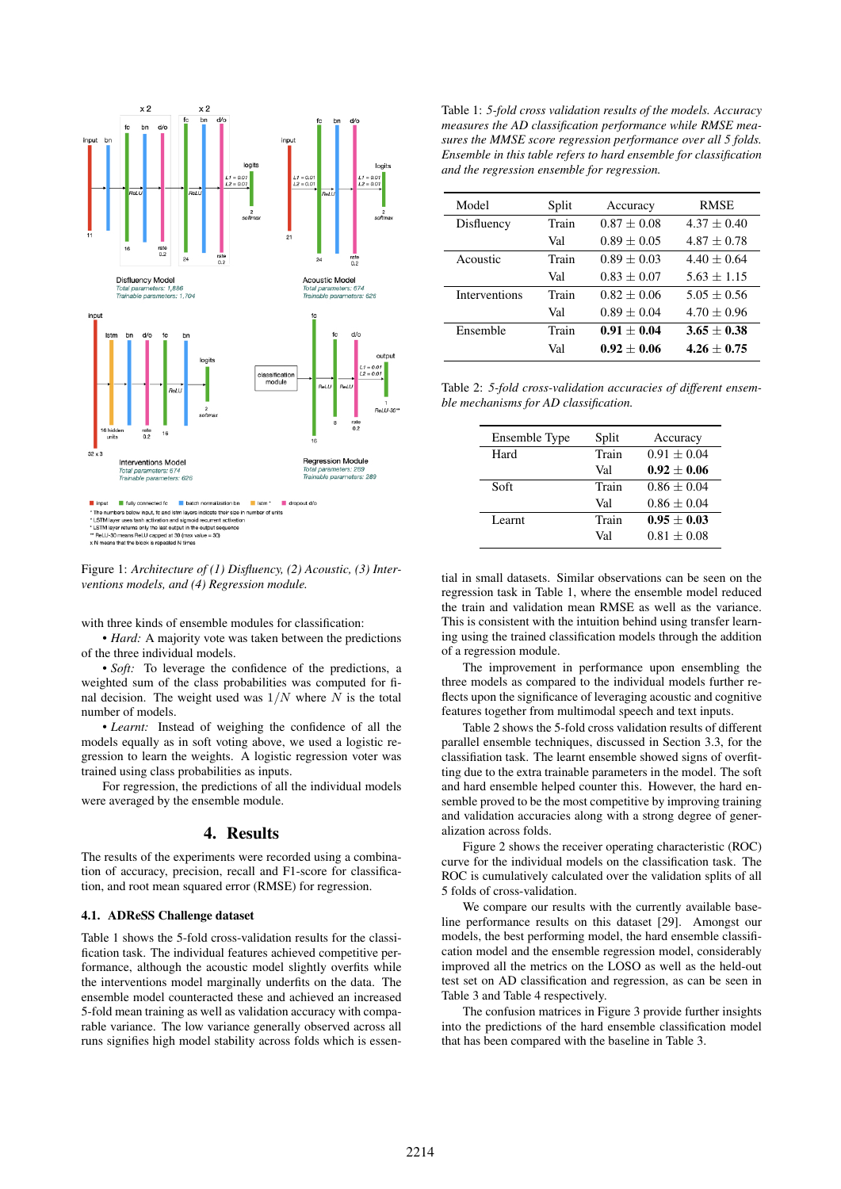Figure 1: *Architecture of (1) Disfluency, (2) Acoustic, (3) Interventions models, and (4) Regression module.*

with three kinds of ensemble modules for classification:

- *Hard:* A majority vote was taken between the predictions of the three individual models.
- *Soft:* To leverage the confidence of the predictions, a weighted sum of the class probabilities was computed for final decision. The weight used was $1/N$ where $N$ is the total number of models.
- *Learnt:* Instead of weighing the confidence of all the models equally as in soft voting above, we used a logistic regression to learn the weights. A logistic regression voter was trained using class probabilities as inputs.

For regression, the predictions of all the individual models were averaged by the ensemble module.

## 4. Results

The results of the experiments were recorded using a combination of accuracy, precision, recall and F1-score for classification, and root mean squared error (RMSE) for regression.

### 4.1. ADReSS Challenge dataset

Table 1 shows the 5-fold cross-validation results for the classification task. The individual features achieved competitive performance, although the acoustic model slightly overfits while the interventions model marginally underfits on the data. The ensemble model counteracted these and achieved an increased 5-fold mean training as well as validation accuracy with comparable variance. The low variance generally observed across all runs signifies high model stability across folds which is essential in small datasets. Similar observations can be seen on the regression task in Table 1, where the ensemble model reduced the train and validation mean RMSE as well as the variance. This is consistent with the intuition behind using transfer learning using the trained classification models through the addition of a regression module.

Table 1: *5-fold cross validation results of the models. Accuracy measures the AD classification performance while RMSE measures the MMSE score regression performance over all 5 folds. Ensemble in this table refers to hard ensemble for classification and the regression ensemble for regression.*

| Model | Split | Accuracy | RMSE |
|---|---|---|---|
| Disfluency | Train | $0.87 \pm 0.08$ | $4.37 \pm 0.40$ |
| | Val | $0.89 \pm 0.05$ | $4.87 \pm 0.78$ |
| Acoustic | Train | $0.89 \pm 0.03$ | $4.40 \pm 0.64$ |
| | Val | $0.83 \pm 0.07$ | $5.63 \pm 1.15$ |
| Interventions | Train | $0.82 \pm 0.06$ | $5.05 \pm 0.56$ |
| | Val | $0.89 \pm 0.04$ | $4.70 \pm 0.96$ |
| Ensemble | Train | $\mathbf{0.91 \pm 0.04}$ | $\mathbf{3.65 \pm 0.38}$ |
| | Val | $\mathbf{0.92 \pm 0.06}$ | $\mathbf{4.26 \pm 0.75}$ |

Table 2: *5-fold cross-validation accuracies of different ensemble mechanisms for AD classification.*

| Ensemble Type | Split | Accuracy |
|---|---|---|
| Hard | Train | $0.91 \pm 0.04$ |
| | Val | $\mathbf{0.92 \pm 0.06}$ |
| Soft | Train | $0.86 \pm 0.04$ |
| | Val | $0.86 \pm 0.04$ |
| Learnt | Train | $\mathbf{0.95 \pm 0.03}$ |
| | Val | $0.81 \pm 0.08$ |

The improvement in performance upon ensembling the three models as compared to the individual models further reflects upon the significance of leveraging acoustic and cognitive features together from multimodal speech and text inputs.

Table 2 shows the 5-fold cross validation results of different parallel ensemble techniques, discussed in Section 3.3, for the classification task. The learnt ensemble showed signs of overfitting due to the extra trainable parameters in the model. The soft and hard ensemble helped counter this. However, the hard ensemble proved to be the most competitive by improving training and validation accuracies along with a strong degree of generalization across folds.

Figure 2 shows the receiver operating characteristic (ROC) curve for the individual models on the classification task. The ROC is cumulatively calculated over the validation splits of all 5 folds of cross-validation.

We compare our results with the currently available baseline performance results on this dataset [29]. Amongst our models, the best performing model, the hard ensemble classification model and the ensemble regression model, considerably improved all the metrics on the LOSO as well as the held-out test set on AD classification and regression, as can be seen in Table 3 and Table 4 respectively.

The confusion matrices in Figure 3 provide further insights into the predictions of the hard ensemble classification model that has been compared with the baseline in Table 3.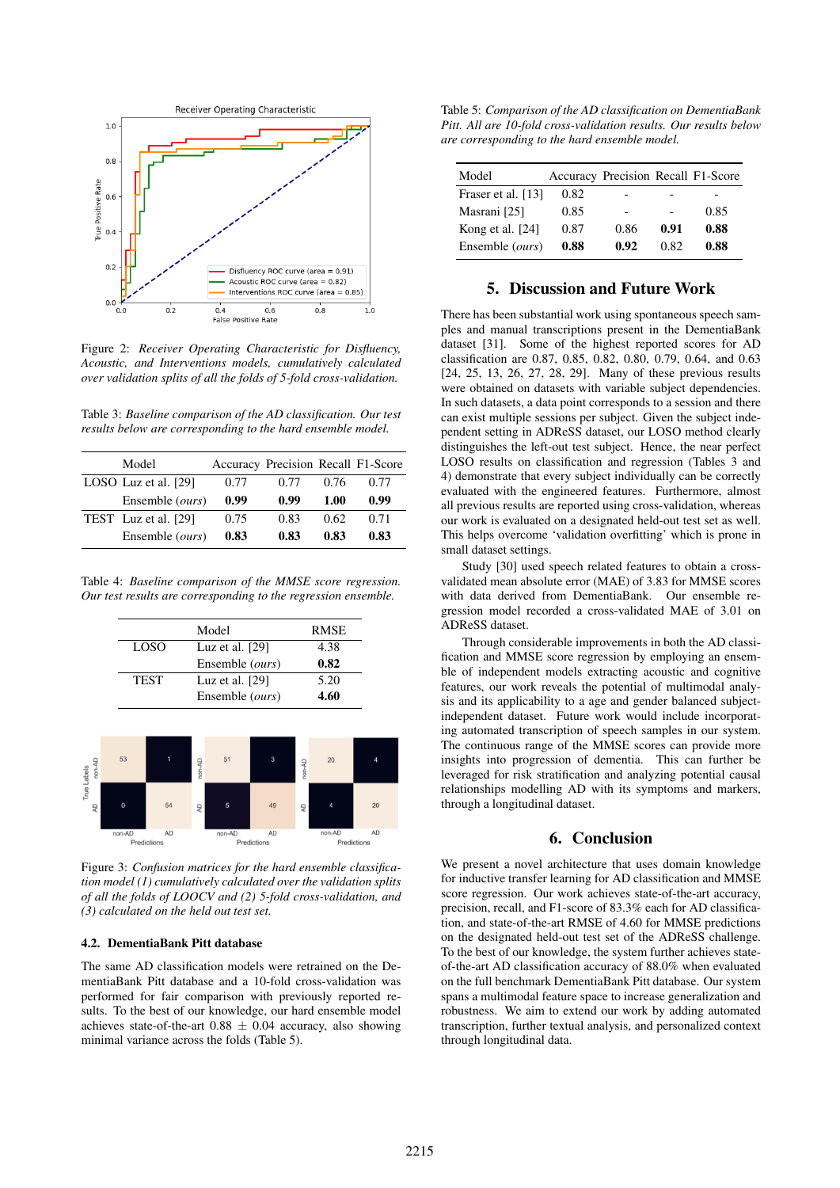Figure 2: *Receiver Operating Characteristic for Disfluency, Acoustic, and Interventions models, cumulatively calculated over validation splits of all the folds of 5-fold cross-validation.*

Table 3: *Baseline comparison of the AD classification. Our test results below are corresponding to the hard ensemble model.*

| | Model | Accuracy | Precision | Recall | F1-Score |
|---|---|---|---|---|---|
| LOSO | Luz et al. [29] | 0.77 | 0.77 | 0.76 | 0.77 |
| | Ensemble (*ours*) | **0.99** | **0.99** | **1.00** | **0.99** |
| TEST | Luz et al. [29] | 0.75 | 0.83 | 0.62 | 0.71 |
| | Ensemble (*ours*) | **0.83** | **0.83** | **0.83** | **0.83** |

Table 4: *Baseline comparison of the MMSE score regression. Our test results are corresponding to the regression ensemble.*

| | Model | RMSE |
|---|---|---|
| LOSO | Luz et al. [29] | 4.38 |
| | Ensemble (*ours*) | **0.82** |
| TEST | Luz et al. [29] | 5.20 |
| | Ensemble (*ours*) | **4.60** |

Figure 3: *Confusion matrices for the hard ensemble classification model (1) cumulatively calculated over the validation splits of all the folds of LOOCV and (2) 5-fold cross-validation, and (3) calculated on the held out test set.*

### 4.2. DementiaBank Pitt database

The same AD classification models were retrained on the DementiaBank Pitt database and a 10-fold cross-validation was performed for fair comparison with previously reported results. To the best of our knowledge, our hard ensemble model achieves state-of-the-art $0.88 \pm 0.04$ accuracy, also showing minimal variance across the folds (Table 5).

Table 5: *Comparison of the AD classification on DementiaBank Pitt. All are 10-fold cross-validation results. Our results below are corresponding to the hard ensemble model.*

| Model | Accuracy | Precision | Recall | F1-Score |
|---|---|---|---|---|
| Fraser et al. [13] | 0.82 | - | - | - |
| Masrani [25] | 0.85 | - | - | 0.85 |
| Kong et al. [24] | 0.87 | 0.86 | **0.91** | **0.88** |
| Ensemble (*ours*) | **0.88** | **0.92** | 0.82 | **0.88** |

## 5. Discussion and Future Work

There has been substantial work using spontaneous speech samples and manual transcriptions present in the DementiaBank dataset [31]. Some of the highest reported scores for AD classification are 0.87, 0.85, 0.82, 0.80, 0.79, 0.64, and 0.63 [24, 25, 13, 26, 27, 28, 29]. Many of these previous results were obtained on datasets with variable subject dependencies. In such datasets, a data point corresponds to a session and there can exist multiple sessions per subject. Given the subject independent setting in ADReSS dataset, our LOSO method clearly distinguishes the left-out test subject. Hence, the near perfect LOSO results on classification and regression (Tables 3 and 4) demonstrate that every subject individually can be correctly evaluated with the engineered features. Furthermore, almost all previous results are reported using cross-validation, whereas our work is evaluated on a designated held-out test set as well. This helps overcome 'validation overfitting' which is prone in small dataset settings.

Study [30] used speech related features to obtain a cross-validated mean absolute error (MAE) of 3.83 for MMSE scores with data derived from DementiaBank. Our ensemble regression model recorded a cross-validated MAE of 3.01 on ADReSS dataset.

Through considerable improvements in both the AD classification and MMSE score regression by employing an ensemble of independent models extracting acoustic and cognitive features, our work reveals the potential of multimodal analysis and its applicability to a age and gender balanced subject-independent dataset. Future work would include incorporating automated transcription of speech samples in our system. The continuous range of the MMSE scores can provide more insights into progression of dementia. This can further be leveraged for risk stratification and analyzing potential causal relationships modelling AD with its symptoms and markers, through a longitudinal dataset.

## 6. Conclusion

We present a novel architecture that uses domain knowledge for inductive transfer learning for AD classification and MMSE score regression. Our work achieves state-of-the-art accuracy, precision, recall, and F1-score of 83.3% each for AD classification, and state-of-the-art RMSE of 4.60 for MMSE predictions on the designated held-out test set of the ADReSS challenge. To the best of our knowledge, the system further achieves state-of-the-art AD classification accuracy of 88.0% when evaluated on the full benchmark DementiaBank Pitt database. Our system spans a multimodal feature space to increase generalization and robustness. We aim to extend our work by adding automated transcription, further textual analysis, and personalized context through longitudinal data.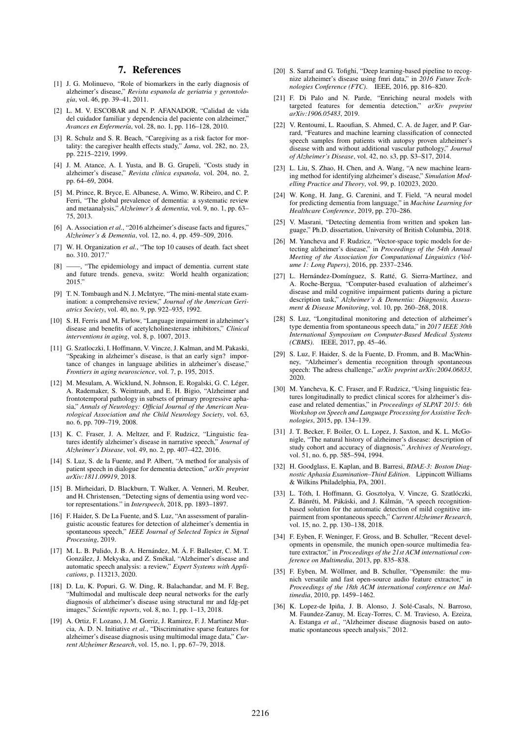## 7. References

[1] J. G. Molinuevo, "Role of biomarkers in the early diagnosis of alzheimer's disease," *Revista espanola de geriatria y gerontologia*, vol. 46, pp. 39–41, 2011.

[2] L. M. V. ESCOBAR and N. P. AFANADOR, "Calidad de vida del cuidador familiar y dependencia del paciente con alzheimer," *Avances en Enfermería*, vol. 28, no. 1, pp. 116–128, 2010.

[3] R. Schulz and S. R. Beach, "Caregiving as a risk factor for mortality: the caregiver health effects study," *Jama*, vol. 282, no. 23, pp. 2215–2219, 1999.

[4] J. M. Atance, A. I. Yusta, and B. G. Grupeli, "Costs study in alzheimer's disease," *Revista clinica espanola*, vol. 204, no. 2, pp. 64–69, 2004.

[5] M. Prince, R. Bryce, E. Albanese, A. Wimo, W. Ribeiro, and C. P. Ferri, "The global prevalence of dementia: a systematic review and metaanalysis," *Alzheimer's & dementia*, vol. 9, no. 1, pp. 63–75, 2013.

[6] A. Association *et al.*, "2016 alzheimer's disease facts and figures," *Alzheimer's & Dementia*, vol. 12, no. 4, pp. 459–509, 2016.

[7] W. H. Organization *et al.*, "The top 10 causes of death. fact sheet no. 310. 2017."

[8] ——, "The epidemiology and impact of dementia. current state and future trends. geneva, switz: World health organization; 2015."

[9] T. N. Tombaugh and N. J. McIntyre, "The mini-mental state examination: a comprehensive review," *Journal of the American Geriatrics Society*, vol. 40, no. 9, pp. 922–935, 1992.

[10] S. H. Ferris and M. Farlow, "Language impairment in alzheimer's disease and benefits of acetylcholinesterase inhibitors," *Clinical interventions in aging*, vol. 8, p. 1007, 2013.

[11] G. Szatloczki, I. Hoffmann, V. Vincze, J. Kalman, and M. Pakaski, "Speaking in alzheimer's disease, is that an early sign? importance of changes in language abilities in alzheimer's disease," *Frontiers in aging neuroscience*, vol. 7, p. 195, 2015.

[12] M. Mesulam, A. Wicklund, N. Johnson, E. Rogalski, G. C. Léger, A. Rademaker, S. Weintraub, and E. H. Bigio, "Alzheimer and frontotemporal pathology in subsets of primary progressive aphasia," *Annals of Neurology: Official Journal of the American Neurological Association and the Child Neurology Society*, vol. 63, no. 6, pp. 709–719, 2008.

[13] K. C. Fraser, J. A. Meltzer, and F. Rudzicz, "Linguistic features identify alzheimer's disease in narrative speech," *Journal of Alzheimer's Disease*, vol. 49, no. 2, pp. 407–422, 2016.

[14] S. Luz, S. de la Fuente, and P. Albert, "A method for analysis of patient speech in dialogue for dementia detection," *arXiv preprint arXiv:1811.09919*, 2018.

[15] B. Mirheidari, D. Blackburn, T. Walker, A. Venneri, M. Reuber, and H. Christensen, "Detecting signs of dementia using word vector representations." in *Interspeech*, 2018, pp. 1893–1897.

[16] F. Haider, S. De La Fuente, and S. Luz, "An assessment of paralinguistic acoustic features for detection of alzheimer's dementia in spontaneous speech," *IEEE Journal of Selected Topics in Signal Processing*, 2019.

[17] M. L. B. Pulido, J. B. A. Hernández, M. Á. F. Ballester, C. M. T. González, J. Mekyska, and Z. Smékal, "Alzheimer's disease and automatic speech analysis: a review," *Expert Systems with Applications*, p. 113213, 2020.

[18] D. Lu, K. Popuri, G. W. Ding, R. Balachandar, and M. F. Beg, "Multimodal and multiscale deep neural networks for the early diagnosis of alzheimer's disease using structural mr and fdg-pet images," *Scientific reports*, vol. 8, no. 1, pp. 1–13, 2018.

[19] A. Ortiz, F. Lozano, J. M. Gorriz, J. Ramirez, F. J. Martinez Murcia, A. D. N. Initiative *et al.*, "Discriminative sparse features for alzheimer's disease diagnosis using multimodal image data," *Current Alzheimer Research*, vol. 15, no. 1, pp. 67–79, 2018.

[20] S. Sarraf and G. Tofighi, "Deep learning-based pipeline to recognize alzheimer's disease using fmri data," in *2016 Future Technologies Conference (FTC)*. IEEE, 2016, pp. 816–820.

[21] F. Di Palo and N. Parde, "Enriching neural models with targeted features for dementia detection," *arXiv preprint arXiv:1906.05483*, 2019.

[22] V. Rentoumi, L. Raoufian, S. Ahmed, C. A. de Jager, and P. Garrard, "Features and machine learning classification of connected speech samples from patients with autopsy proven alzheimer's disease with and without additional vascular pathology," *Journal of Alzheimer's Disease*, vol. 42, no. s3, pp. S3–S17, 2014.

[23] L. Liu, S. Zhao, H. Chen, and A. Wang, "A new machine learning method for identifying alzheimer's disease," *Simulation Modelling Practice and Theory*, vol. 99, p. 102023, 2020.

[24] W. Kong, H. Jang, G. Carenini, and T. Field, "A neural model for predicting dementia from language," in *Machine Learning for Healthcare Conference*, 2019, pp. 270–286.

[25] V. Masrani, "Detecting dementia from written and spoken language," Ph.D. dissertation, University of British Columbia, 2018.

[26] M. Yancheva and F. Rudzicz, "Vector-space topic models for detecting alzheimer's disease," in *Proceedings of the 54th Annual Meeting of the Association for Computational Linguistics (Volume 1: Long Papers)*, 2016, pp. 2337–2346.

[27] L. Hernández-Domínguez, S. Ratté, G. Sierra-Martínez, and A. Roche-Bergua, "Computer-based evaluation of alzheimer's disease and mild cognitive impairment patients during a picture description task," *Alzheimer's & Dementia: Diagnosis, Assessment & Disease Monitoring*, vol. 10, pp. 260–268, 2018.

[28] S. Luz, "Longitudinal monitoring and detection of alzheimer's type dementia from spontaneous speech data," in *2017 IEEE 30th International Symposium on Computer-Based Medical Systems (CBMS)*. IEEE, 2017, pp. 45–46.

[29] S. Luz, F. Haider, S. de la Fuente, D. Fromm, and B. MacWhinney, "Alzheimer's dementia recognition through spontaneous speech: The adress challenge," *arXiv preprint arXiv:2004.06833*, 2020.

[30] M. Yancheva, K. C. Fraser, and F. Rudzicz, "Using linguistic features longitudinally to predict clinical scores for alzheimer's disease and related dementias," in *Proceedings of SLPAT 2015: 6th Workshop on Speech and Language Processing for Assistive Technologies*, 2015, pp. 134–139.

[31] J. T. Becker, F. Boiler, O. L. Lopez, J. Saxton, and K. L. McGonigle, "The natural history of alzheimer's disease: description of study cohort and accuracy of diagnosis," *Archives of Neurology*, vol. 51, no. 6, pp. 585–594, 1994.

[32] H. Goodglass, E. Kaplan, and B. Barresi, *BDAE-3: Boston Diagnostic Aphasia Examination–Third Edition*. Lippincott Williams & Wilkins Philadelphia, PA, 2001.

[33] L. Tóth, I. Hoffmann, G. Gosztolya, V. Vincze, G. Szatlóczki, Z. Bánréti, M. Pákáski, and J. Kálmán, "A speech recognition-based solution for the automatic detection of mild cognitive impairment from spontaneous speech," *Current Alzheimer Research*, vol. 15, no. 2, pp. 130–138, 2018.

[34] F. Eyben, F. Weninger, F. Gross, and B. Schuller, "Recent developments in opensmile, the munich open-source multimedia feature extractor," in *Proceedings of the 21st ACM international conference on Multimedia*, 2013, pp. 835–838.

[35] F. Eyben, M. Wöllmer, and B. Schuller, "Opensmile: the munich versatile and fast open-source audio feature extractor," in *Proceedings of the 18th ACM international conference on Multimedia*, 2010, pp. 1459–1462.

[36] K. Lopez-de Ipiña, J. B. Alonso, J. Solé-Casals, N. Barroso, M. Faundez-Zanuy, M. Ecay-Torres, C. M. Travieso, A. Ezeiza, A. Estanga *et al.*, "Alzheimer disease diagnosis based on automatic spontaneous speech analysis," 2012.